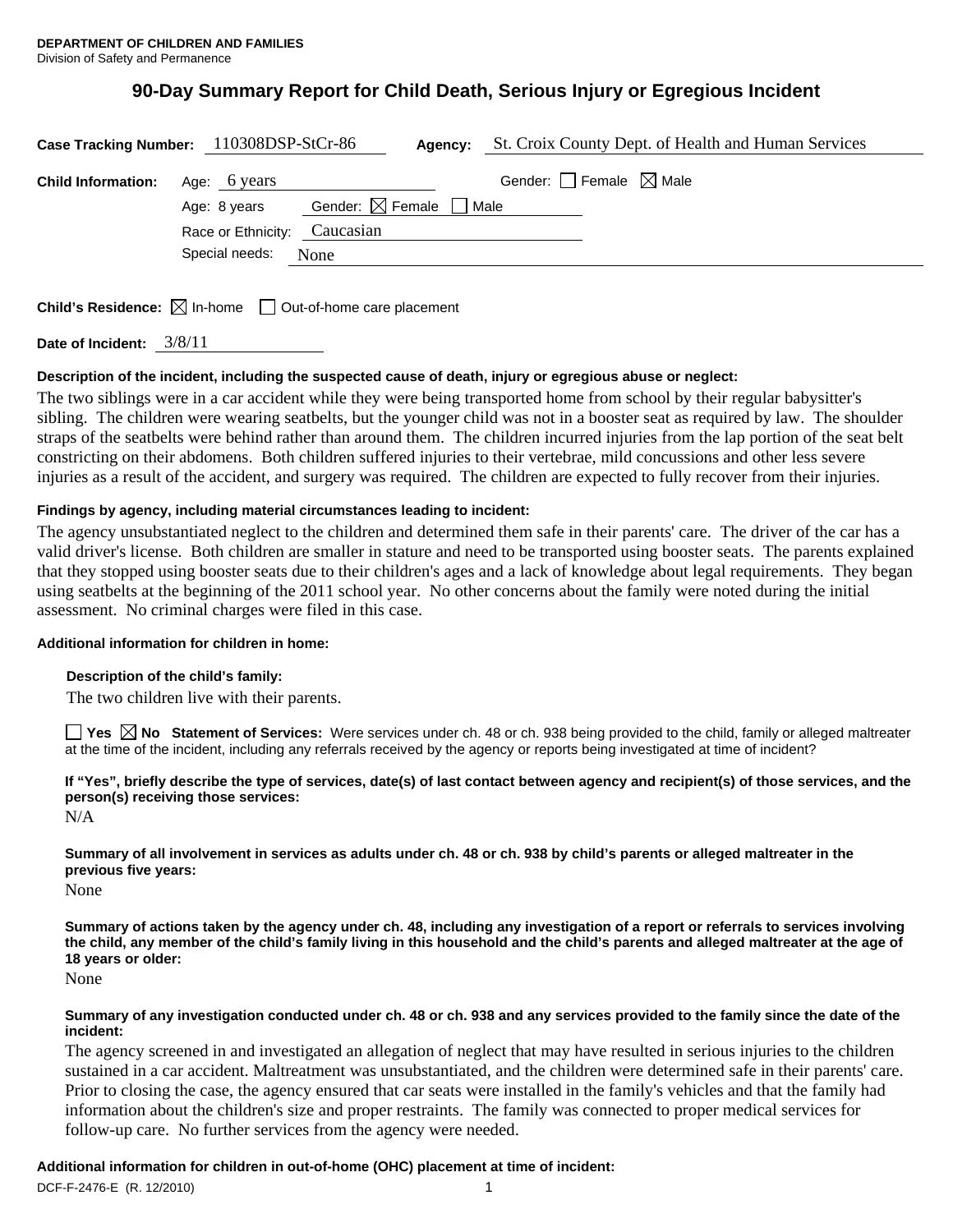**DEPARTMENT OF CHILDREN AND FAMILIES**
Division of Safety and Permanence

# 90-Day Summary Report for Child Death, Serious Injury or Egregious Incident

**Case Tracking Number:** 110308DSP-StCr-86 **Agency:** St. Croix County Dept. of Health and Human Services

**Child Information:** Age: 6 years Gender: ☐ Female ☒ Male

Age: 8 years Gender: ☒ Female ☐ Male

Race or Ethnicity: Caucasian

Special needs: None

**Child's Residence:** ☒ In-home ☐ Out-of-home care placement

**Date of Incident:** 3/8/11

**Description of the incident, including the suspected cause of death, injury or egregious abuse or neglect:**

The two siblings were in a car accident while they were being transported home from school by their regular babysitter's sibling. The children were wearing seatbelts, but the younger child was not in a booster seat as required by law. The shoulder straps of the seatbelts were behind rather than around them. The children incurred injuries from the lap portion of the seat belt constricting on their abdomens. Both children suffered injuries to their vertebrae, mild concussions and other less severe injuries as a result of the accident, and surgery was required. The children are expected to fully recover from their injuries.

**Findings by agency, including material circumstances leading to incident:**

The agency unsubstantiated neglect to the children and determined them safe in their parents' care. The driver of the car has a valid driver's license. Both children are smaller in stature and need to be transported using booster seats. The parents explained that they stopped using booster seats due to their children's ages and a lack of knowledge about legal requirements. They began using seatbelts at the beginning of the 2011 school year. No other concerns about the family were noted during the initial assessment. No criminal charges were filed in this case.

**Additional information for children in home:**

**Description of the child's family:**

The two children live with their parents.

☐ **Yes** ☒ **No** **Statement of Services:** Were services under ch. 48 or ch. 938 being provided to the child, family or alleged maltreater at the time of the incident, including any referrals received by the agency or reports being investigated at time of incident?

**If "Yes", briefly describe the type of services, date(s) of last contact between agency and recipient(s) of those services, and the person(s) receiving those services:**

N/A

**Summary of all involvement in services as adults under ch. 48 or ch. 938 by child's parents or alleged maltreater in the previous five years:**

None

**Summary of actions taken by the agency under ch. 48, including any investigation of a report or referrals to services involving the child, any member of the child's family living in this household and the child's parents and alleged maltreater at the age of 18 years or older:**

None

**Summary of any investigation conducted under ch. 48 or ch. 938 and any services provided to the family since the date of the incident:**

The agency screened in and investigated an allegation of neglect that may have resulted in serious injuries to the children sustained in a car accident. Maltreatment was unsubstantiated, and the children were determined safe in their parents' care. Prior to closing the case, the agency ensured that car seats were installed in the family's vehicles and that the family had information about the children's size and proper restraints. The family was connected to proper medical services for follow-up care. No further services from the agency were needed.

**Additional information for children in out-of-home (OHC) placement at time of incident:**

DCF-F-2476-E (R. 12/2010)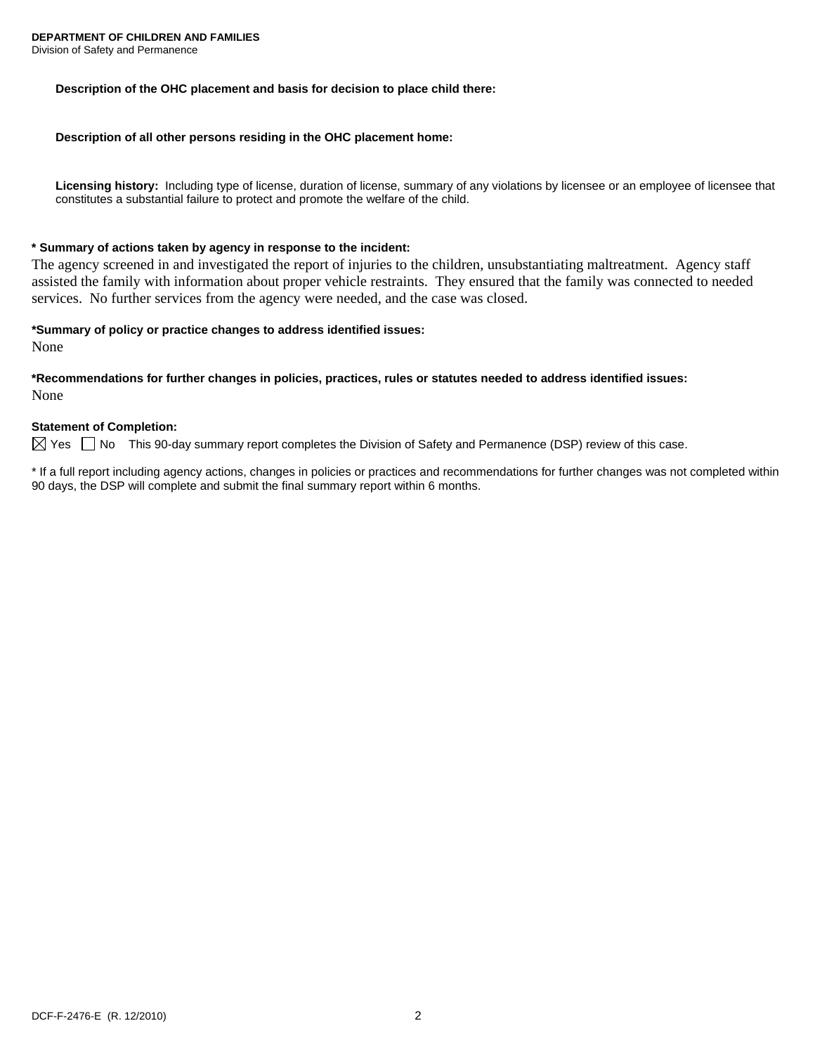**DEPARTMENT OF CHILDREN AND FAMILIES**
Division of Safety and Permanence

**Description of the OHC placement and basis for decision to place child there:**

**Description of all other persons residing in the OHC placement home:**

**Licensing history:** Including type of license, duration of license, summary of any violations by licensee or an employee of licensee that constitutes a substantial failure to protect and promote the welfare of the child.

**\* Summary of actions taken by agency in response to the incident:**

The agency screened in and investigated the report of injuries to the children, unsubstantiating maltreatment. Agency staff assisted the family with information about proper vehicle restraints. They ensured that the family was connected to needed services. No further services from the agency were needed, and the case was closed.

**\*Summary of policy or practice changes to address identified issues:**

None

**\*Recommendations for further changes in policies, practices, rules or statutes needed to address identified issues:**

None

**Statement of Completion:**

☒ Yes ☐ No This 90-day summary report completes the Division of Safety and Permanence (DSP) review of this case.

\* If a full report including agency actions, changes in policies or practices and recommendations for further changes was not completed within 90 days, the DSP will complete and submit the final summary report within 6 months.

DCF-F-2476-E (R. 12/2010)